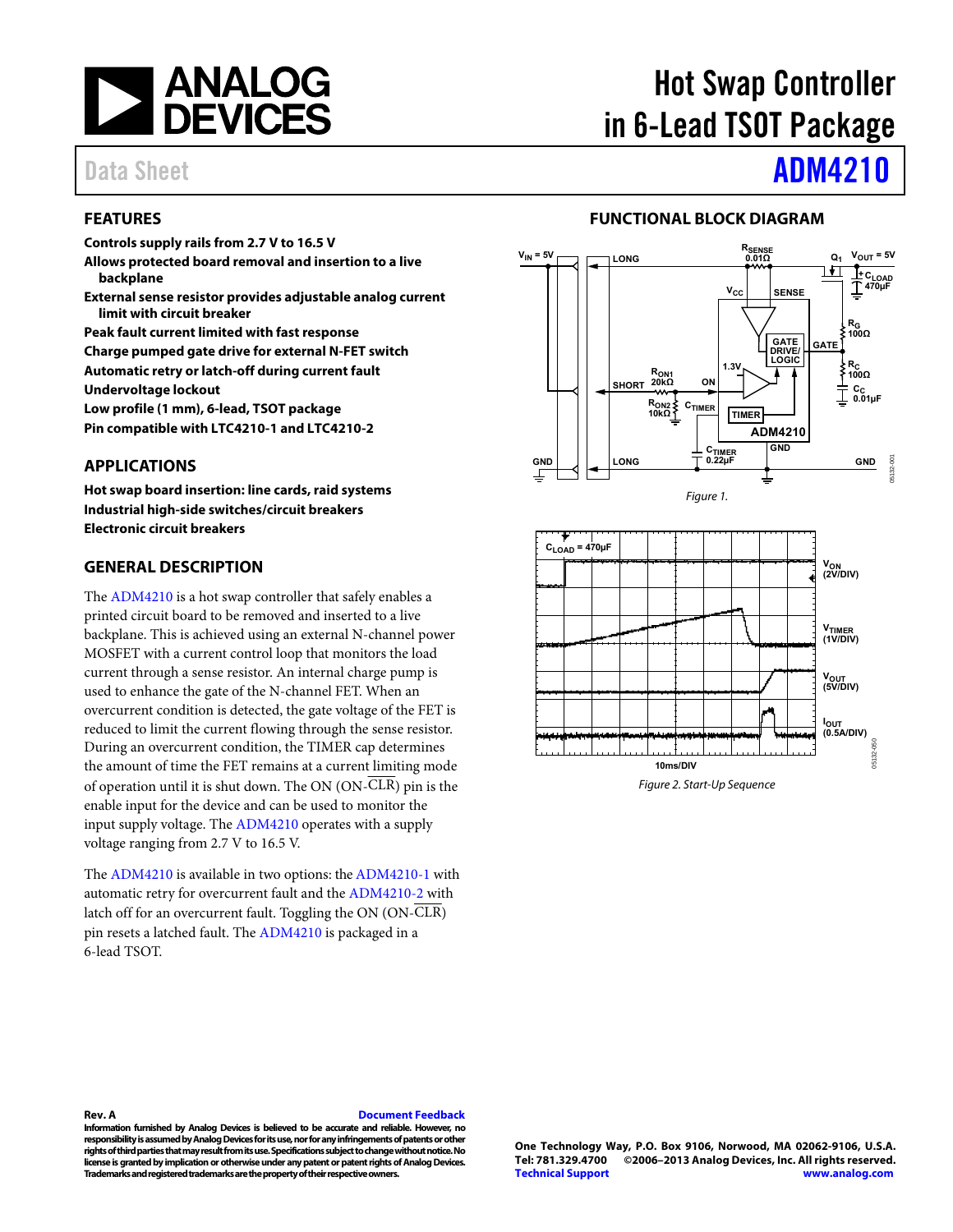# Hot Swap Controller in 6-Lead TSOT Package

## Data Sheet — ADM4210

## FEATURES

- **Controls supply rails from 2.7 V to 16.5 V**
- **Allows protected board removal and insertion to a live backplane**
- **External sense resistor provides adjustable analog current limit with circuit breaker**
- **Peak fault current limited with fast response**
- **Charge pumped gate drive for external N-FET switch**
- **Automatic retry or latch-off during current fault**
- **Undervoltage lockout**
- **Low profile (1 mm), 6-lead, TSOT package**
- **Pin compatible with LTC4210-1 and LTC4210-2**

## APPLICATIONS

- **Hot swap board insertion: line cards, raid systems**
- **Industrial high-side switches/circuit breakers**
- **Electronic circuit breakers**

## GENERAL DESCRIPTION

The ADM4210 is a hot swap controller that safely enables a printed circuit board to be removed and inserted to a live backplane. This is achieved using an external N-channel power MOSFET with a current control loop that monitors the load current through a sense resistor. An internal charge pump is used to enhance the gate of the N-channel FET. When an overcurrent condition is detected, the gate voltage of the FET is reduced to limit the current flowing through the sense resistor. During an overcurrent condition, the TIMER cap determines the amount of time the FET remains at a current limiting mode of operation until it is shut down. The ON (ON-$\overline{\text{CLR}}$) pin is the enable input for the device and can be used to monitor the input supply voltage. The ADM4210 operates with a supply voltage ranging from 2.7 V to 16.5 V.

The ADM4210 is available in two options: the ADM4210-1 with automatic retry for overcurrent fault and the ADM4210-2 with latch off for an overcurrent fault. Toggling the ON (ON-$\overline{\text{CLR}}$) pin resets a latched fault. The ADM4210 is packaged in a 6-lead TSOT.

## FUNCTIONAL BLOCK DIAGRAM

*Figure 1.*

*Figure 2. Start-Up Sequence*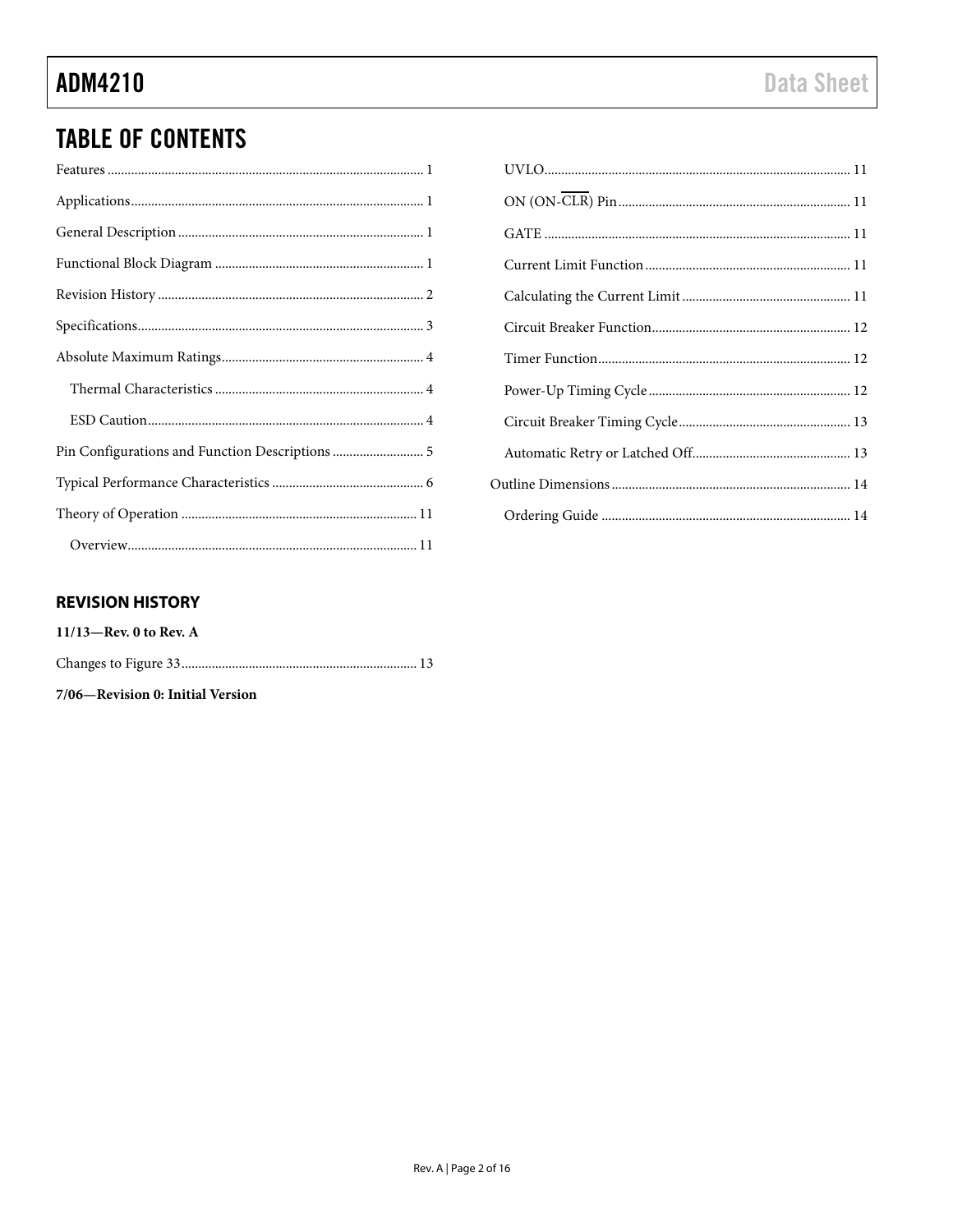## TABLE OF CONTENTS

Features ... 1
Applications ... 1
General Description ... 1
Functional Block Diagram ... 1
Revision History ... 2
Specifications ... 3
Absolute Maximum Ratings ... 4
- Thermal Characteristics ... 4
- ESD Caution ... 4

Pin Configurations and Function Descriptions ... 5
Typical Performance Characteristics ... 6
Theory of Operation ... 11
- Overview ... 11
- UVLO ... 11
- ON (ON-$\overline{\text{CLR}}$) Pin ... 11
- GATE ... 11
- Current Limit Function ... 11
- Calculating the Current Limit ... 11
- Circuit Breaker Function ... 12
- Timer Function ... 12
- Power-Up Timing Cycle ... 12
- Circuit Breaker Timing Cycle ... 13
- Automatic Retry or Latched Off ... 13

Outline Dimensions ... 14
- Ordering Guide ... 14

### REVISION HISTORY

**11/13—Rev. 0 to Rev. A**

Changes to Figure 33 ... 13

**7/06—Revision 0: Initial Version**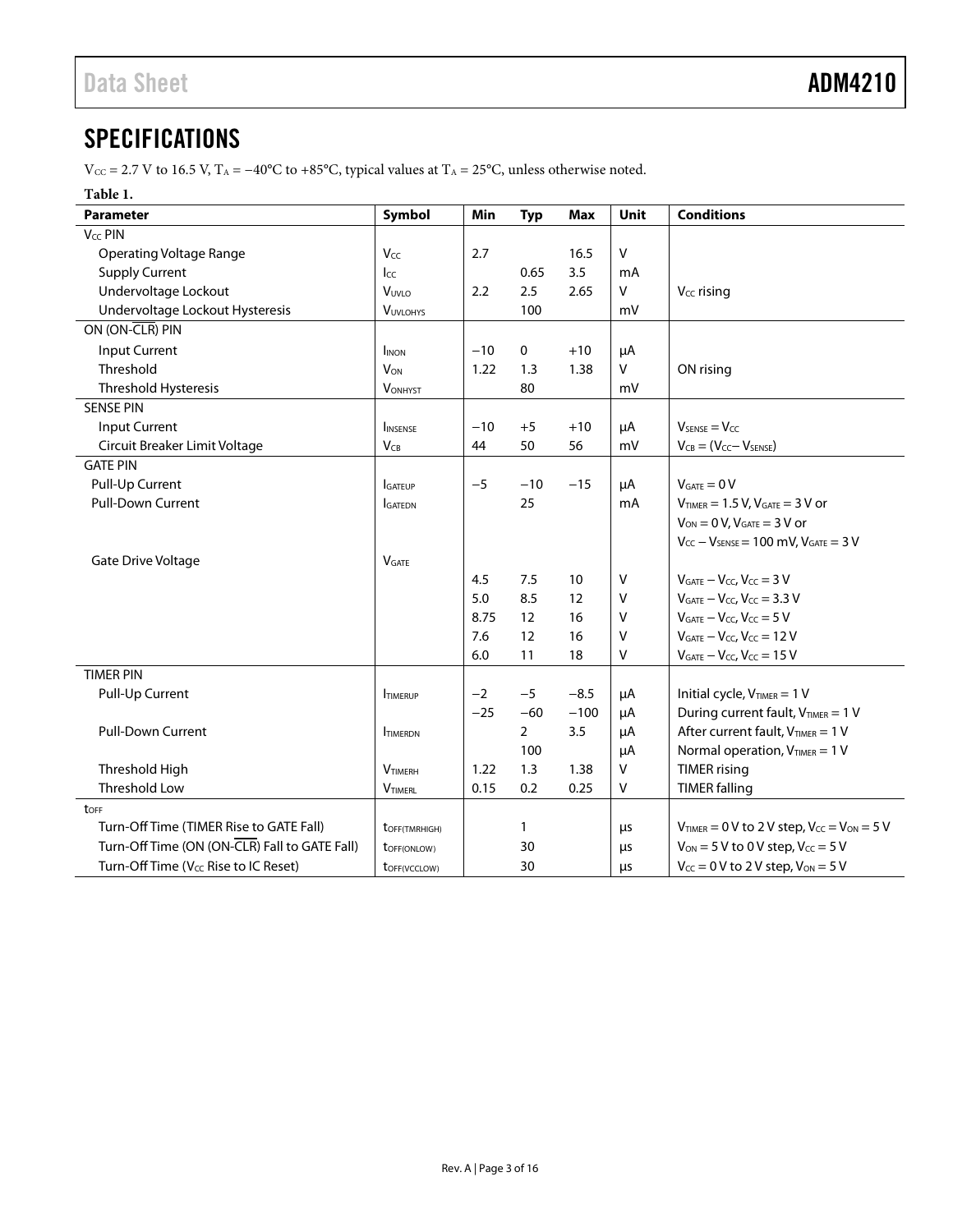## SPECIFICATIONS

$V_{CC}$ = 2.7 V to 16.5 V, $T_A$ = −40°C to +85°C, typical values at $T_A$ = 25°C, unless otherwise noted.

**Table 1.**

| Parameter | Symbol | Min | Typ | Max | Unit | Conditions |
|---|---|---|---|---|---|---|
| $V_{CC}$ PIN | | | | | | |
| Operating Voltage Range | $V_{CC}$ | 2.7 | | 16.5 | V | |
| Supply Current | $I_{CC}$ | | 0.65 | 3.5 | mA | |
| Undervoltage Lockout | $V_{UVLO}$ | 2.2 | 2.5 | 2.65 | V | $V_{CC}$ rising |
| Undervoltage Lockout Hysteresis | $V_{UVLOHYS}$ | | 100 | | mV | |
| ON (ON-$\overline{CLR}$) PIN | | | | | | |
| Input Current | $I_{INON}$ | −10 | 0 | +10 | μA | |
| Threshold | $V_{ON}$ | 1.22 | 1.3 | 1.38 | V | ON rising |
| Threshold Hysteresis | $V_{ONHYST}$ | | 80 | | mV | |
| SENSE PIN | | | | | | |
| Input Current | $I_{INSENSE}$ | −10 | +5 | +10 | μA | $V_{SENSE} = V_{CC}$ |
| Circuit Breaker Limit Voltage | $V_{CB}$ | 44 | 50 | 56 | mV | $V_{CB} = (V_{CC} − V_{SENSE})$ |
| GATE PIN | | | | | | |
| Pull-Up Current | $I_{GATEUP}$ | −5 | −10 | −15 | μA | $V_{GATE}$ = 0 V |
| Pull-Down Current | $I_{GATEDN}$ | | 25 | | mA | $V_{TIMER}$ = 1.5 V, $V_{GATE}$ = 3 V or |
| | | | | | | $V_{ON}$ = 0 V, $V_{GATE}$ = 3 V or |
| | | | | | | $V_{CC} − V_{SENSE}$ = 100 mV, $V_{GATE}$ = 3 V |
| Gate Drive Voltage | $V_{GATE}$ | | | | | |
| | | 4.5 | 7.5 | 10 | V | $V_{GATE} − V_{CC}$, $V_{CC}$ = 3 V |
| | | 5.0 | 8.5 | 12 | V | $V_{GATE} − V_{CC}$, $V_{CC}$ = 3.3 V |
| | | 8.75 | 12 | 16 | V | $V_{GATE} − V_{CC}$, $V_{CC}$ = 5 V |
| | | 7.6 | 12 | 16 | V | $V_{GATE} − V_{CC}$, $V_{CC}$ = 12 V |
| | | 6.0 | 11 | 18 | V | $V_{GATE} − V_{CC}$, $V_{CC}$ = 15 V |
| TIMER PIN | | | | | | |
| Pull-Up Current | $I_{TIMERUP}$ | −2 | −5 | −8.5 | μA | Initial cycle, $V_{TIMER}$ = 1 V |
| | | −25 | −60 | −100 | μA | During current fault, $V_{TIMER}$ = 1 V |
| Pull-Down Current | $I_{TIMERDN}$ | | 2 | 3.5 | μA | After current fault, $V_{TIMER}$ = 1 V |
| | | | 100 | | μA | Normal operation, $V_{TIMER}$ = 1 V |
| Threshold High | $V_{TIMERH}$ | 1.22 | 1.3 | 1.38 | V | TIMER rising |
| Threshold Low | $V_{TIMERL}$ | 0.15 | 0.2 | 0.25 | V | TIMER falling |
| $t_{OFF}$ | | | | | | |
| Turn-Off Time (TIMER Rise to GATE Fall) | $t_{OFF(TMRHIGH)}$ | | 1 | | μs | $V_{TIMER}$ = 0 V to 2 V step, $V_{CC} = V_{ON}$ = 5 V |
| Turn-Off Time (ON (ON-$\overline{CLR}$) Fall to GATE Fall) | $t_{OFF(ONLOW)}$ | | 30 | | μs | $V_{ON}$ = 5 V to 0 V step, $V_{CC}$ = 5 V |
| Turn-Off Time ($V_{CC}$ Rise to IC Reset) | $t_{OFF(VCCLOW)}$ | | 30 | | μs | $V_{CC}$ = 0 V to 2 V step, $V_{ON}$ = 5 V |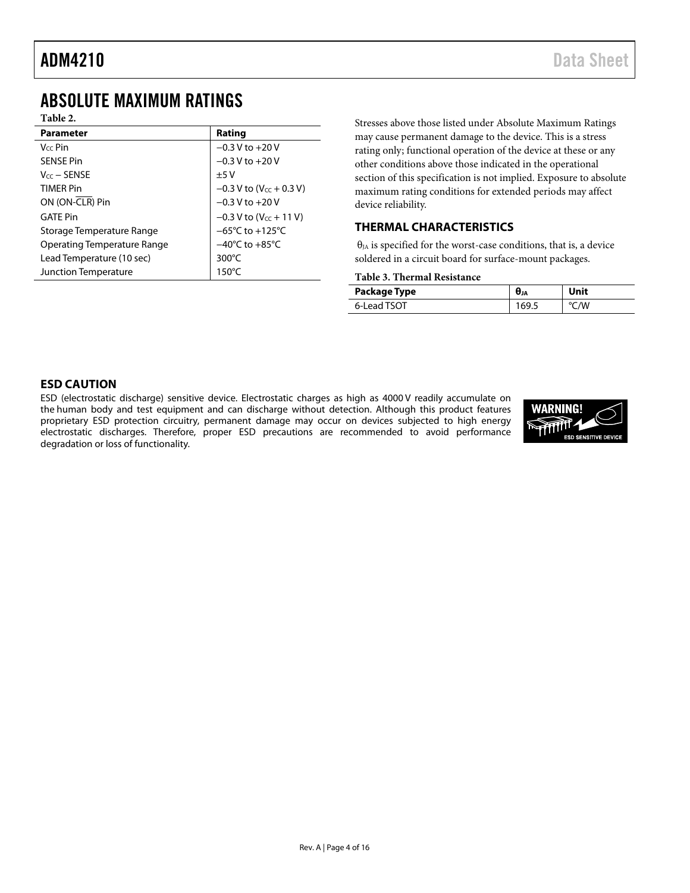## ABSOLUTE MAXIMUM RATINGS

**Table 2.**

| Parameter | Rating |
|---|---|
| $V_{CC}$ Pin | −0.3 V to +20 V |
| SENSE Pin | −0.3 V to +20 V |
| $V_{CC}$ − SENSE | ±5 V |
| TIMER Pin | −0.3 V to ($V_{CC}$ + 0.3 V) |
| ON (ON-$\overline{CLR}$) Pin | −0.3 V to +20 V |
| GATE Pin | −0.3 V to ($V_{CC}$ + 11 V) |
| Storage Temperature Range | −65°C to +125°C |
| Operating Temperature Range | −40°C to +85°C |
| Lead Temperature (10 sec) | 300°C |
| Junction Temperature | 150°C |

Stresses above those listed under Absolute Maximum Ratings may cause permanent damage to the device. This is a stress rating only; functional operation of the device at these or any other conditions above those indicated in the operational section of this specification is not implied. Exposure to absolute maximum rating conditions for extended periods may affect device reliability.

### THERMAL CHARACTERISTICS

$\theta_{JA}$ is specified for the worst-case conditions, that is, a device soldered in a circuit board for surface-mount packages.

**Table 3. Thermal Resistance**

| Package Type | $\theta_{JA}$ | Unit |
|---|---|---|
| 6-Lead TSOT | 169.5 | °C/W |

### ESD CAUTION

ESD (electrostatic discharge) sensitive device. Electrostatic charges as high as 4000 V readily accumulate on the human body and test equipment and can discharge without detection. Although this product features proprietary ESD protection circuitry, permanent damage may occur on devices subjected to high energy electrostatic discharges. Therefore, proper ESD precautions are recommended to avoid performance degradation or loss of functionality.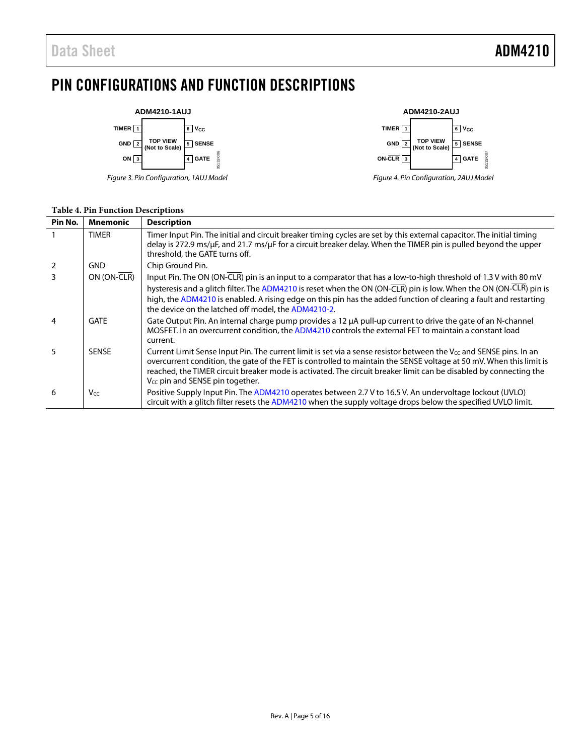# PIN CONFIGURATIONS AND FUNCTION DESCRIPTIONS

ADM4210-1AUJ

Figure 3. Pin Configuration, 1AUJ Model

ADM4210-2AUJ

Figure 4. Pin Configuration, 2AUJ Model

**Table 4. Pin Function Descriptions**

| Pin No. | Mnemonic | Description |
|---|---|---|
| 1 | TIMER | Timer Input Pin. The initial and circuit breaker timing cycles are set by this external capacitor. The initial timing delay is 272.9 ms/μF, and 21.7 ms/μF for a circuit breaker delay. When the TIMER pin is pulled beyond the upper threshold, the GATE turns off. |
| 2 | GND | Chip Ground Pin. |
| 3 | ON (ON-$\overline{CLR}$) | Input Pin. The ON (ON-$\overline{CLR}$) pin is an input to a comparator that has a low-to-high threshold of 1.3 V with 80 mV hysteresis and a glitch filter. The ADM4210 is reset when the ON (ON-$\overline{CLR}$) pin is low. When the ON (ON-$\overline{CLR}$) pin is high, the ADM4210 is enabled. A rising edge on this pin has the added function of clearing a fault and restarting the device on the latched off model, the ADM4210-2. |
| 4 | GATE | Gate Output Pin. An internal charge pump provides a 12 μA pull-up current to drive the gate of an N-channel MOSFET. In an overcurrent condition, the ADM4210 controls the external FET to maintain a constant load current. |
| 5 | SENSE | Current Limit Sense Input Pin. The current limit is set via a sense resistor between the $V_{CC}$ and SENSE pins. In an overcurrent condition, the gate of the FET is controlled to maintain the SENSE voltage at 50 mV. When this limit is reached, the TIMER circuit breaker mode is activated. The circuit breaker limit can be disabled by connecting the $V_{CC}$ pin and SENSE pin together. |
| 6 | $V_{CC}$ | Positive Supply Input Pin. The ADM4210 operates between 2.7 V to 16.5 V. An undervoltage lockout (UVLO) circuit with a glitch filter resets the ADM4210 when the supply voltage drops below the specified UVLO limit. |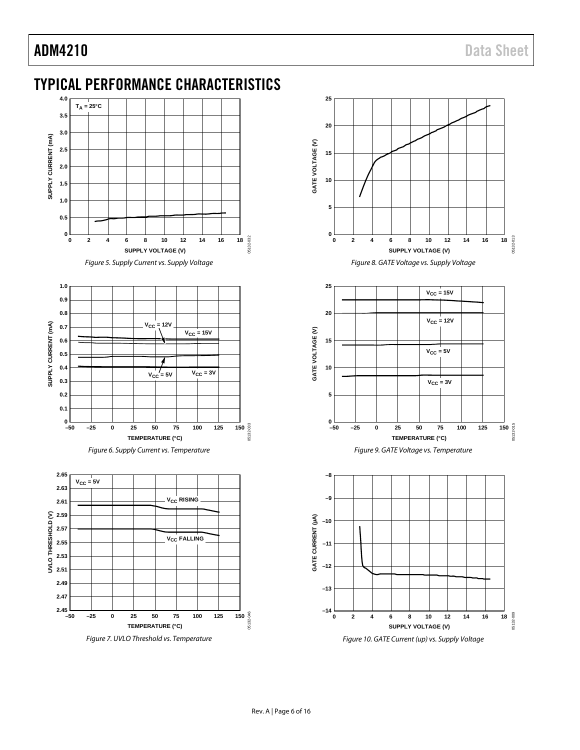## TYPICAL PERFORMANCE CHARACTERISTICS

*Figure 5. Supply Current vs. Supply Voltage*

*Figure 6. Supply Current vs. Temperature*

*Figure 7. UVLO Threshold vs. Temperature*

*Figure 8. GATE Voltage vs. Supply Voltage*

*Figure 9. GATE Voltage vs. Temperature*

*Figure 10. GATE Current (up) vs. Supply Voltage*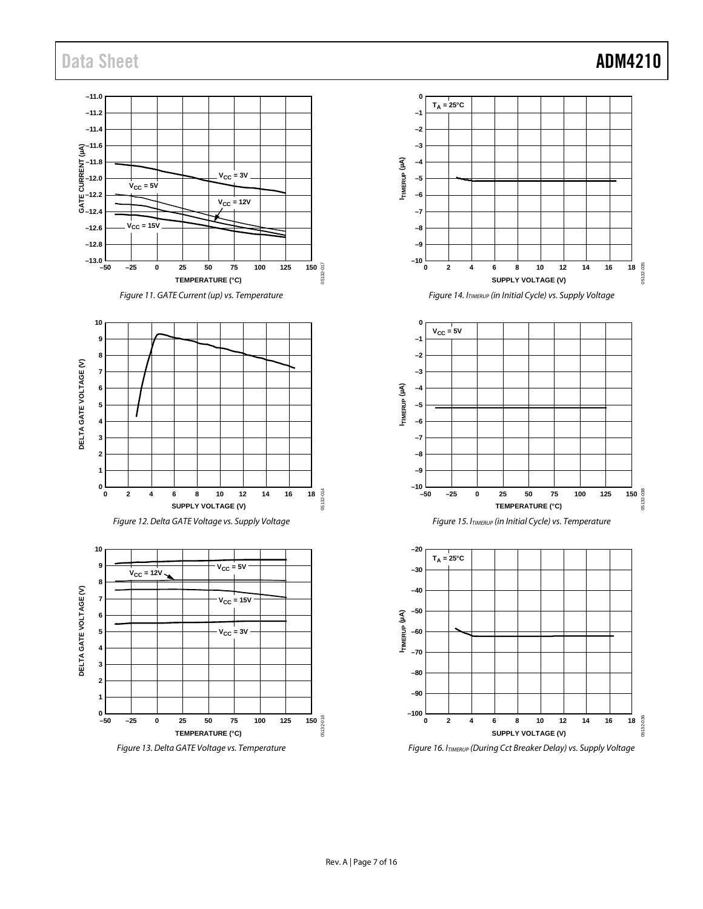Figure 11. GATE Current (up) vs. Temperature

Figure 12. Delta GATE Voltage vs. Supply Voltage

Figure 13. Delta GATE Voltage vs. Temperature

Figure 14. $I_{TIMERUP}$ (in Initial Cycle) vs. Supply Voltage

Figure 15. $I_{TIMERUP}$ (in Initial Cycle) vs. Temperature

Figure 16. $I_{TIMERUP}$ (During Cct Breaker Delay) vs. Supply Voltage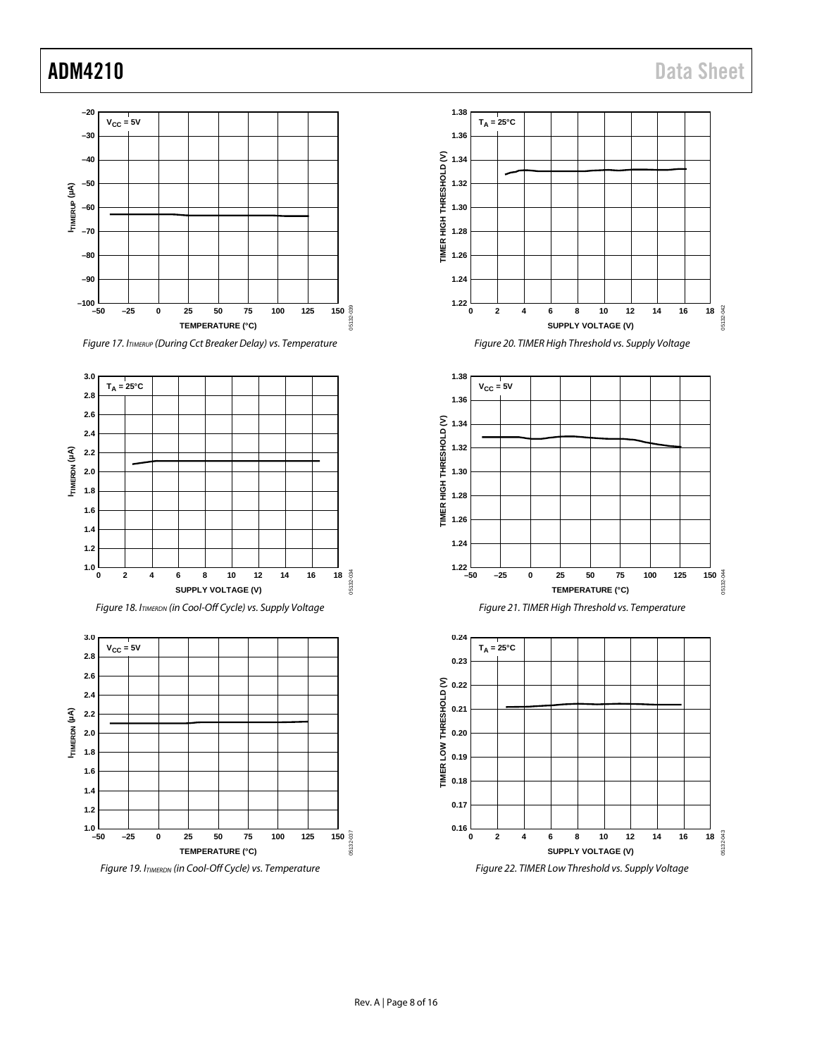Figure 17. $I_{TIMERUP}$ (During Cct Breaker Delay) vs. Temperature

Figure 18. $I_{TIMERDN}$ (in Cool-Off Cycle) vs. Supply Voltage

Figure 19. $I_{TIMERDN}$ (in Cool-Off Cycle) vs. Temperature

Figure 20. TIMER High Threshold vs. Supply Voltage

Figure 21. TIMER High Threshold vs. Temperature

Figure 22. TIMER Low Threshold vs. Supply Voltage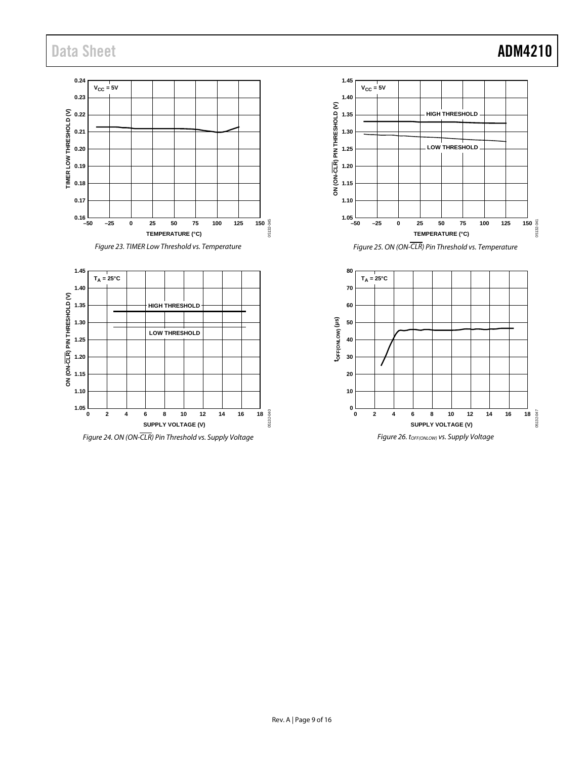Figure 23. TIMER Low Threshold vs. Temperature

Figure 24. ON (ON-$\overline{CLR}$) Pin Threshold vs. Supply Voltage

Figure 25. ON (ON-$\overline{CLR}$) Pin Threshold vs. Temperature

Figure 26. $t_{OFF(ONLOW)}$ vs. Supply Voltage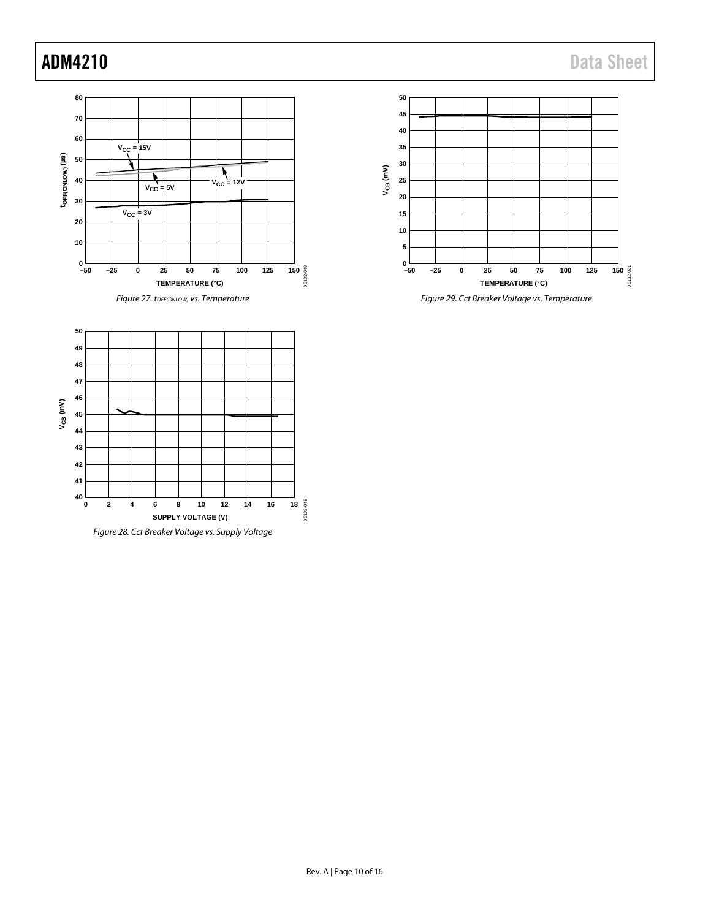Figure 27. $t_{OFF(ONLOW)}$ vs. Temperature

Figure 28. Cct Breaker Voltage vs. Supply Voltage

Figure 29. Cct Breaker Voltage vs. Temperature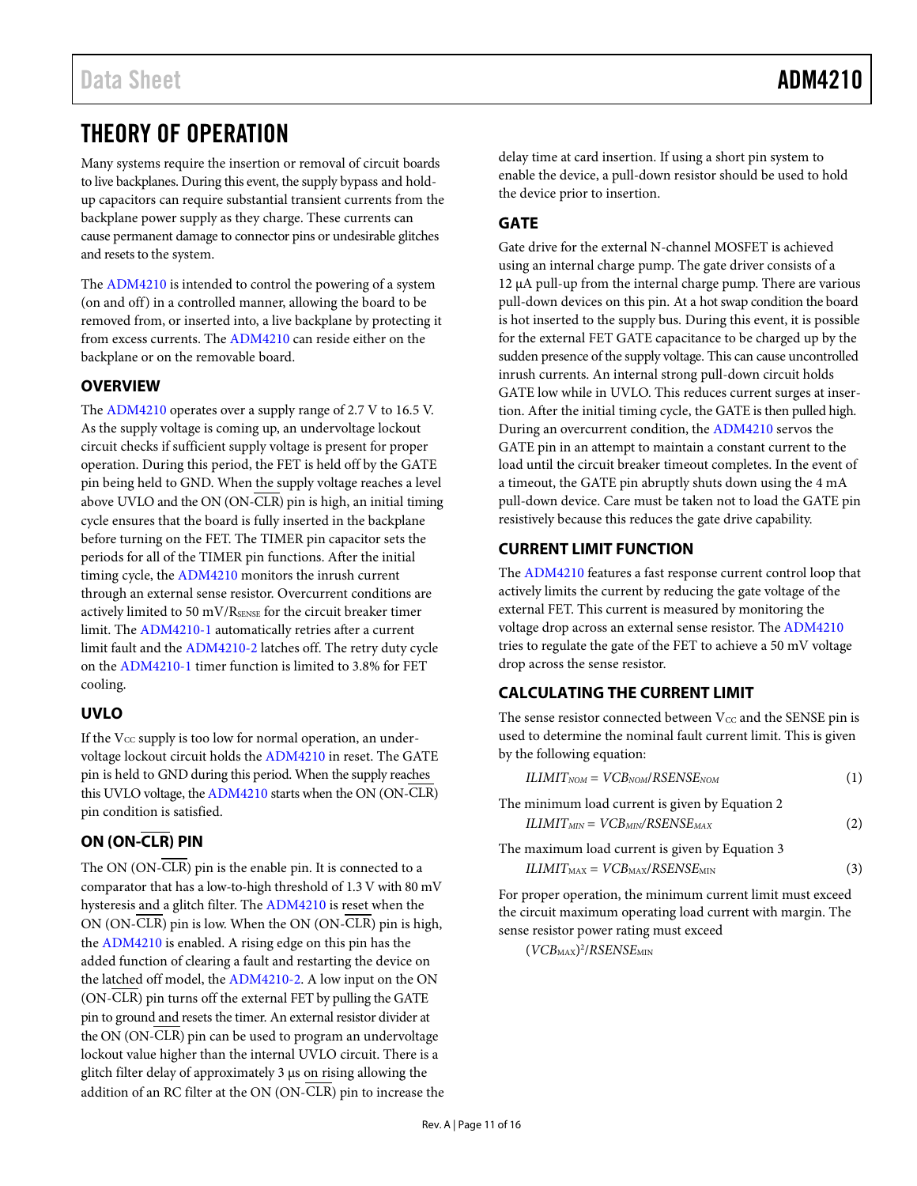# THEORY OF OPERATION

Many systems require the insertion or removal of circuit boards to live backplanes. During this event, the supply bypass and hold-up capacitors can require substantial transient currents from the backplane power supply as they charge. These currents can cause permanent damage to connector pins or undesirable glitches and resets to the system.

The ADM4210 is intended to control the powering of a system (on and off) in a controlled manner, allowing the board to be removed from, or inserted into, a live backplane by protecting it from excess currents. The ADM4210 can reside either on the backplane or on the removable board.

## OVERVIEW

The ADM4210 operates over a supply range of 2.7 V to 16.5 V. As the supply voltage is coming up, an undervoltage lockout circuit checks if sufficient supply voltage is present for proper operation. During this period, the FET is held off by the GATE pin being held to GND. When the supply voltage reaches a level above UVLO and the ON (ON-$\overline{\text{CLR}}$) pin is high, an initial timing cycle ensures that the board is fully inserted in the backplane before turning on the FET. The TIMER pin capacitor sets the periods for all of the TIMER pin functions. After the initial timing cycle, the ADM4210 monitors the inrush current through an external sense resistor. Overcurrent conditions are actively limited to 50 mV/$R_{SENSE}$ for the circuit breaker timer limit. The ADM4210-1 automatically retries after a current limit fault and the ADM4210-2 latches off. The retry duty cycle on the ADM4210-1 timer function is limited to 3.8% for FET cooling.

## UVLO

If the $V_{CC}$ supply is too low for normal operation, an undervoltage lockout circuit holds the ADM4210 in reset. The GATE pin is held to GND during this period. When the supply reaches this UVLO voltage, the ADM4210 starts when the ON (ON-$\overline{\text{CLR}}$) pin condition is satisfied.

## ON (ON-$\overline{\text{CLR}}$) PIN

The ON (ON-$\overline{\text{CLR}}$) pin is the enable pin. It is connected to a comparator that has a low-to-high threshold of 1.3 V with 80 mV hysteresis and a glitch filter. The ADM4210 is reset when the ON (ON-$\overline{\text{CLR}}$) pin is low. When the ON (ON-$\overline{\text{CLR}}$) pin is high, the ADM4210 is enabled. A rising edge on this pin has the added function of clearing a fault and restarting the device on the latched off model, the ADM4210-2. A low input on the ON (ON-$\overline{\text{CLR}}$) pin turns off the external FET by pulling the GATE pin to ground and resets the timer. An external resistor divider at the ON (ON-$\overline{\text{CLR}}$) pin can be used to program an undervoltage lockout value higher than the internal UVLO circuit. There is a glitch filter delay of approximately 3 µs on rising allowing the addition of an RC filter at the ON (ON-$\overline{\text{CLR}}$) pin to increase the delay time at card insertion. If using a short pin system to enable the device, a pull-down resistor should be used to hold the device prior to insertion.

## GATE

Gate drive for the external N-channel MOSFET is achieved using an internal charge pump. The gate driver consists of a 12 µA pull-up from the internal charge pump. There are various pull-down devices on this pin. At a hot swap condition the board is hot inserted to the supply bus. During this event, it is possible for the external FET GATE capacitance to be charged up by the sudden presence of the supply voltage. This can cause uncontrolled inrush currents. An internal strong pull-down circuit holds GATE low while in UVLO. This reduces current surges at insertion. After the initial timing cycle, the GATE is then pulled high. During an overcurrent condition, the ADM4210 servos the GATE pin in an attempt to maintain a constant current to the load until the circuit breaker timeout completes. In the event of a timeout, the GATE pin abruptly shuts down using the 4 mA pull-down device. Care must be taken not to load the GATE pin resistively because this reduces the gate drive capability.

## CURRENT LIMIT FUNCTION

The ADM4210 features a fast response current control loop that actively limits the current by reducing the gate voltage of the external FET. This current is measured by monitoring the voltage drop across an external sense resistor. The ADM4210 tries to regulate the gate of the FET to achieve a 50 mV voltage drop across the sense resistor.

## CALCULATING THE CURRENT LIMIT

The sense resistor connected between $V_{CC}$ and the SENSE pin is used to determine the nominal fault current limit. This is given by the following equation:

$$ILIMIT_{NOM} = VCB_{NOM}/RSENSE_{NOM} \quad (1)$$

The minimum load current is given by Equation 2

$$ILIMIT_{MIN} = VCB_{MIN}/RSENSE_{MAX} \quad (2)$$

The maximum load current is given by Equation 3

$$ILIMIT_{MAX} = VCB_{MAX}/RSENSE_{MIN} \quad (3)$$

For proper operation, the minimum current limit must exceed the circuit maximum operating load current with margin. The sense resistor power rating must exceed

$$(VCB_{MAX})^2/RSENSE_{MIN}$$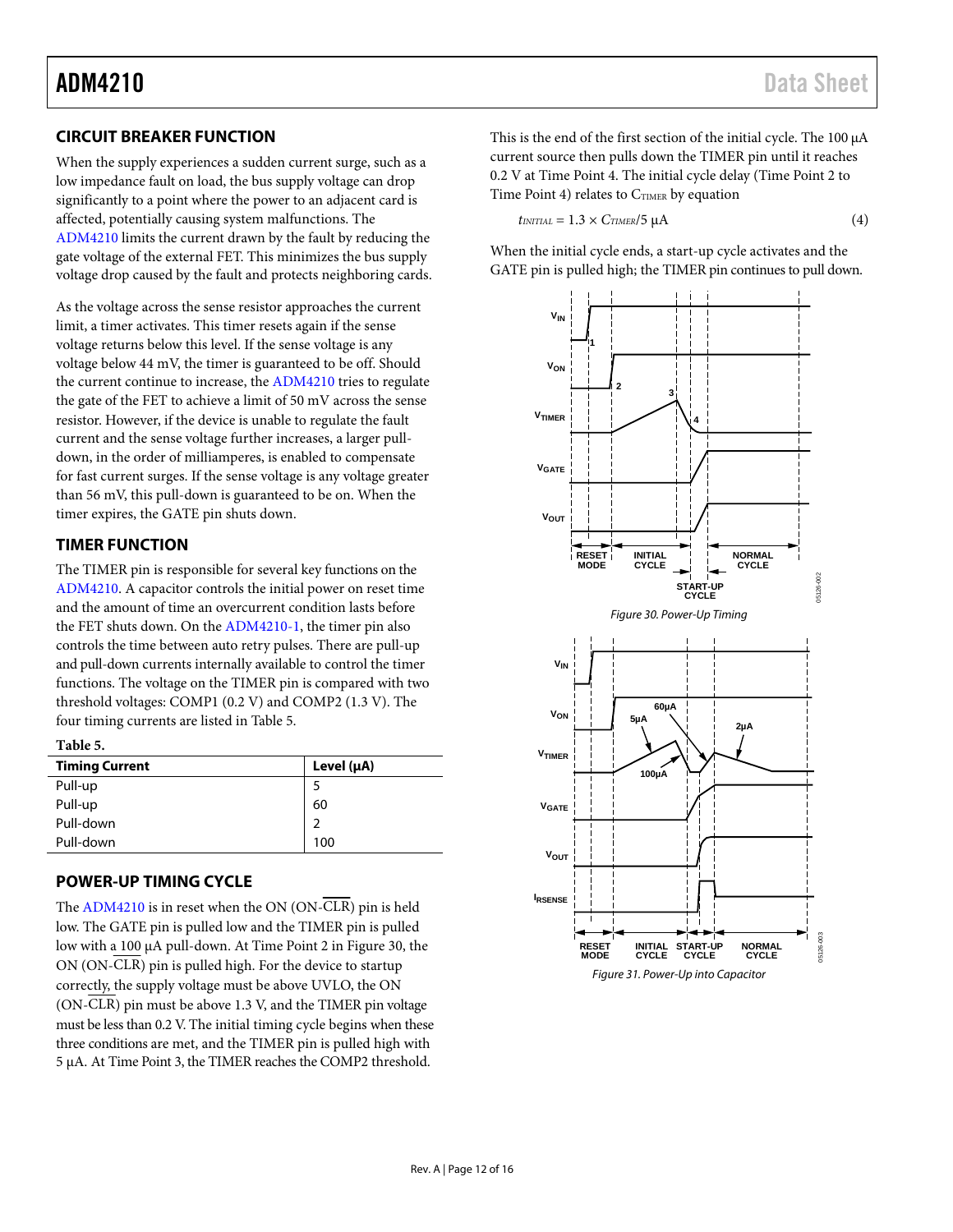## CIRCUIT BREAKER FUNCTION

When the supply experiences a sudden current surge, such as a low impedance fault on load, the bus supply voltage can drop significantly to a point where the power to an adjacent card is affected, potentially causing system malfunctions. The ADM4210 limits the current drawn by the fault by reducing the gate voltage of the external FET. This minimizes the bus supply voltage drop caused by the fault and protects neighboring cards.

As the voltage across the sense resistor approaches the current limit, a timer activates. This timer resets again if the sense voltage returns below this level. If the sense voltage is any voltage below 44 mV, the timer is guaranteed to be off. Should the current continue to increase, the ADM4210 tries to regulate the gate of the FET to achieve a limit of 50 mV across the sense resistor. However, if the device is unable to regulate the fault current and the sense voltage further increases, a larger pull-down, in the order of milliamperes, is enabled to compensate for fast current surges. If the sense voltage is any voltage greater than 56 mV, this pull-down is guaranteed to be on. When the timer expires, the GATE pin shuts down.

## TIMER FUNCTION

The TIMER pin is responsible for several key functions on the ADM4210. A capacitor controls the initial power on reset time and the amount of time an overcurrent condition lasts before the FET shuts down. On the ADM4210-1, the timer pin also controls the time between auto retry pulses. There are pull-up and pull-down currents internally available to control the timer functions. The voltage on the TIMER pin is compared with two threshold voltages: COMP1 (0.2 V) and COMP2 (1.3 V). The four timing currents are listed in Table 5.

**Table 5.**

| Timing Current | Level (μA) |
|---|---|
| Pull-up | 5 |
| Pull-up | 60 |
| Pull-down | 2 |
| Pull-down | 100 |

## POWER-UP TIMING CYCLE

The ADM4210 is in reset when the ON (ON-$\overline{\text{CLR}}$) pin is held low. The GATE pin is pulled low and the TIMER pin is pulled low with a 100 μA pull-down. At Time Point 2 in Figure 30, the ON (ON-$\overline{\text{CLR}}$) pin is pulled high. For the device to startup correctly, the supply voltage must be above UVLO, the ON (ON-$\overline{\text{CLR}}$) pin must be above 1.3 V, and the TIMER pin voltage must be less than 0.2 V. The initial timing cycle begins when these three conditions are met, and the TIMER pin is pulled high with 5 μA. At Time Point 3, the TIMER reaches the COMP2 threshold. This is the end of the first section of the initial cycle. The 100 μA current source then pulls down the TIMER pin until it reaches 0.2 V at Time Point 4. The initial cycle delay (Time Point 2 to Time Point 4) relates to $C_{TIMER}$ by equation

$$t_{INITIAL} = 1.3 \times C_{TIMER}/5\ \mu A \qquad (4)$$

When the initial cycle ends, a start-up cycle activates and the GATE pin is pulled high; the TIMER pin continues to pull down.

Figure 30. Power-Up Timing

Figure 31. Power-Up into Capacitor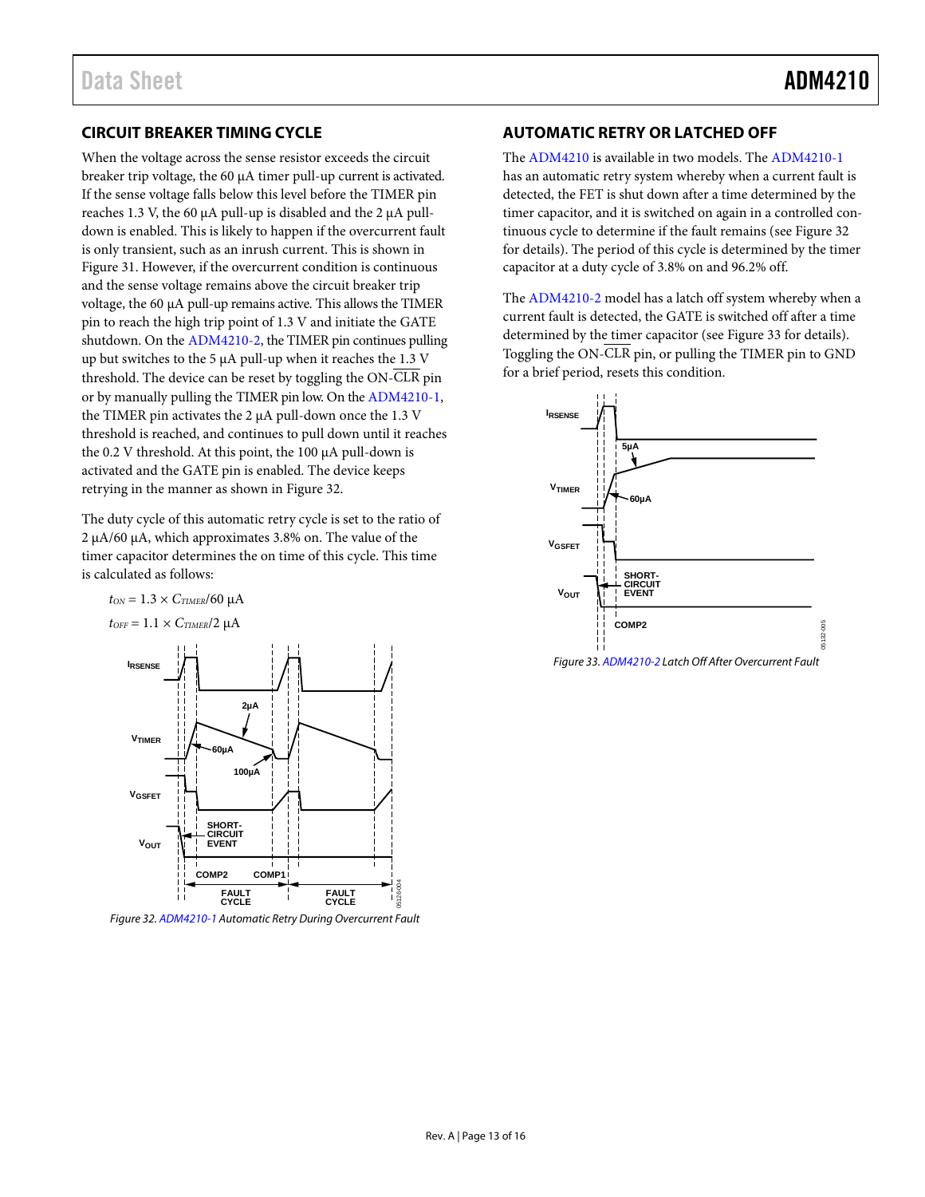## CIRCUIT BREAKER TIMING CYCLE

When the voltage across the sense resistor exceeds the circuit breaker trip voltage, the 60 µA timer pull-up current is activated. If the sense voltage falls below this level before the TIMER pin reaches 1.3 V, the 60 µA pull-up is disabled and the 2 µA pull-down is enabled. This is likely to happen if the overcurrent fault is only transient, such as an inrush current. This is shown in Figure 31. However, if the overcurrent condition is continuous and the sense voltage remains above the circuit breaker trip voltage, the 60 µA pull-up remains active. This allows the TIMER pin to reach the high trip point of 1.3 V and initiate the GATE shutdown. On the ADM4210-2, the TIMER pin continues pulling up but switches to the 5 µA pull-up when it reaches the 1.3 V threshold. The device can be reset by toggling the ON-$\overline{CLR}$ pin or by manually pulling the TIMER pin low. On the ADM4210-1, the TIMER pin activates the 2 µA pull-down once the 1.3 V threshold is reached, and continues to pull down until it reaches the 0.2 V threshold. At this point, the 100 µA pull-down is activated and the GATE pin is enabled. The device keeps retrying in the manner as shown in Figure 32.

The duty cycle of this automatic retry cycle is set to the ratio of 2 µA/60 µA, which approximates 3.8% on. The value of the timer capacitor determines the on time of this cycle. This time is calculated as follows:

$t_{ON} = 1.3 \times C_{TIMER}/60\ \mu A$

$t_{OFF} = 1.1 \times C_{TIMER}/2\ \mu A$

Figure 32. ADM4210-1 Automatic Retry During Overcurrent Fault

## AUTOMATIC RETRY OR LATCHED OFF

The ADM4210 is available in two models. The ADM4210-1 has an automatic retry system whereby when a current fault is detected, the FET is shut down after a time determined by the timer capacitor, and it is switched on again in a controlled continuous cycle to determine if the fault remains (see Figure 32 for details). The period of this cycle is determined by the timer capacitor at a duty cycle of 3.8% on and 96.2% off.

The ADM4210-2 model has a latch off system whereby when a current fault is detected, the GATE is switched off after a time determined by the timer capacitor (see Figure 33 for details). Toggling the ON-$\overline{CLR}$ pin, or pulling the TIMER pin to GND for a brief period, resets this condition.

Figure 33. ADM4210-2 Latch Off After Overcurrent Fault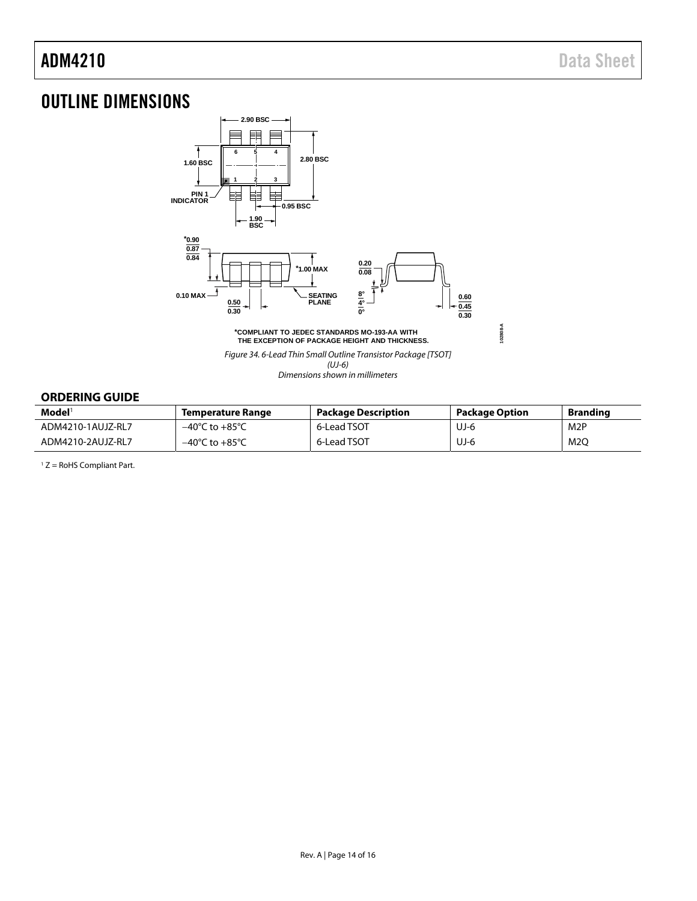# OUTLINE DIMENSIONS

*COMPLIANT TO JEDEC STANDARDS MO-193-AA WITH THE EXCEPTION OF PACKAGE HEIGHT AND THICKNESS.

*Figure 34. 6-Lead Thin Small Outline Transistor Package [TSOT] (UJ-6)*
*Dimensions shown in millimeters*

## ORDERING GUIDE

| Model[1] | Temperature Range | Package Description | Package Option | Branding |
|---|---|---|---|---|
| ADM4210-1AUJZ-RL7 | −40°C to +85°C | 6-Lead TSOT | UJ-6 | M2P |
| ADM4210-2AUJZ-RL7 | −40°C to +85°C | 6-Lead TSOT | UJ-6 | M2Q |

[1] Z = RoHS Compliant Part.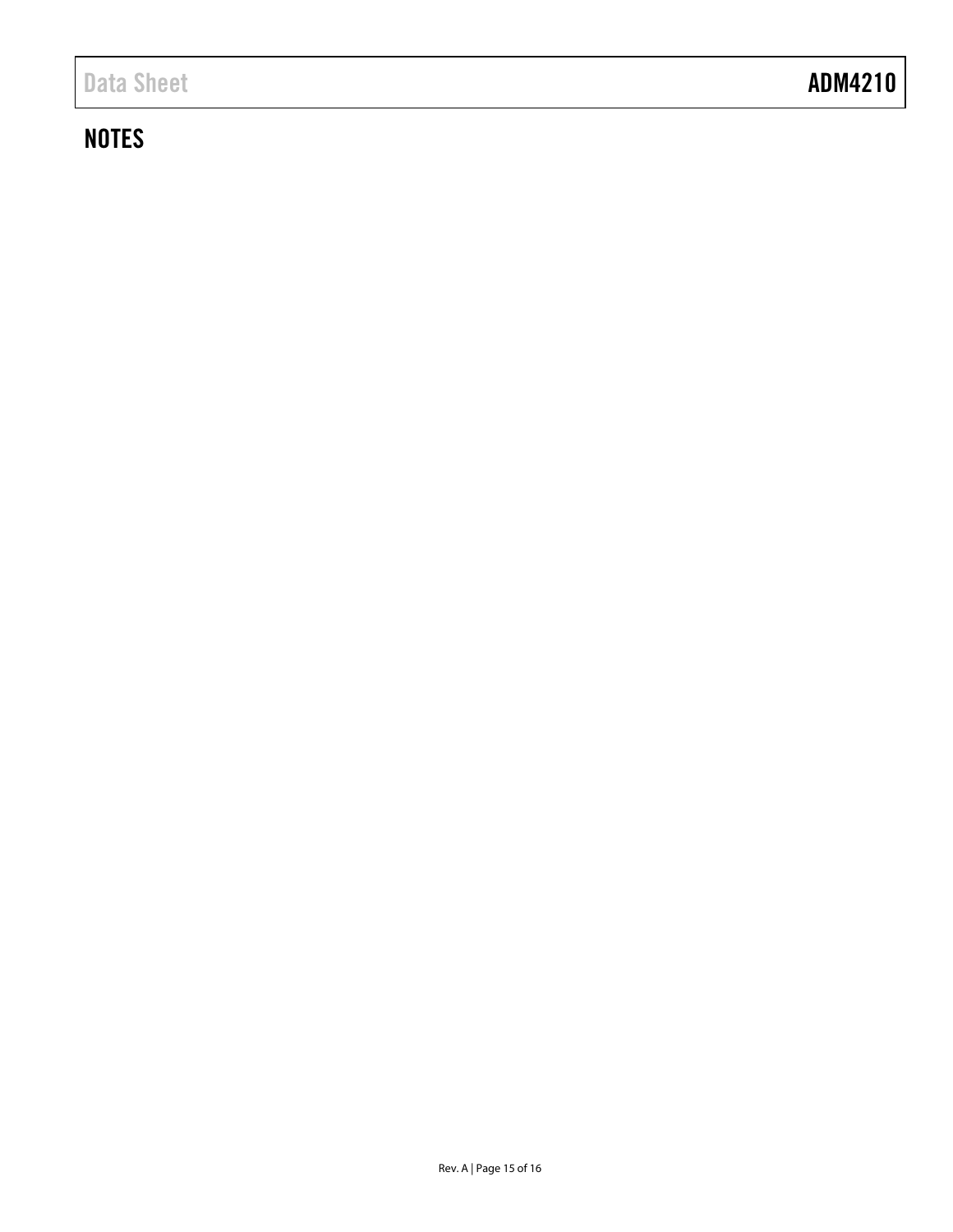## NOTES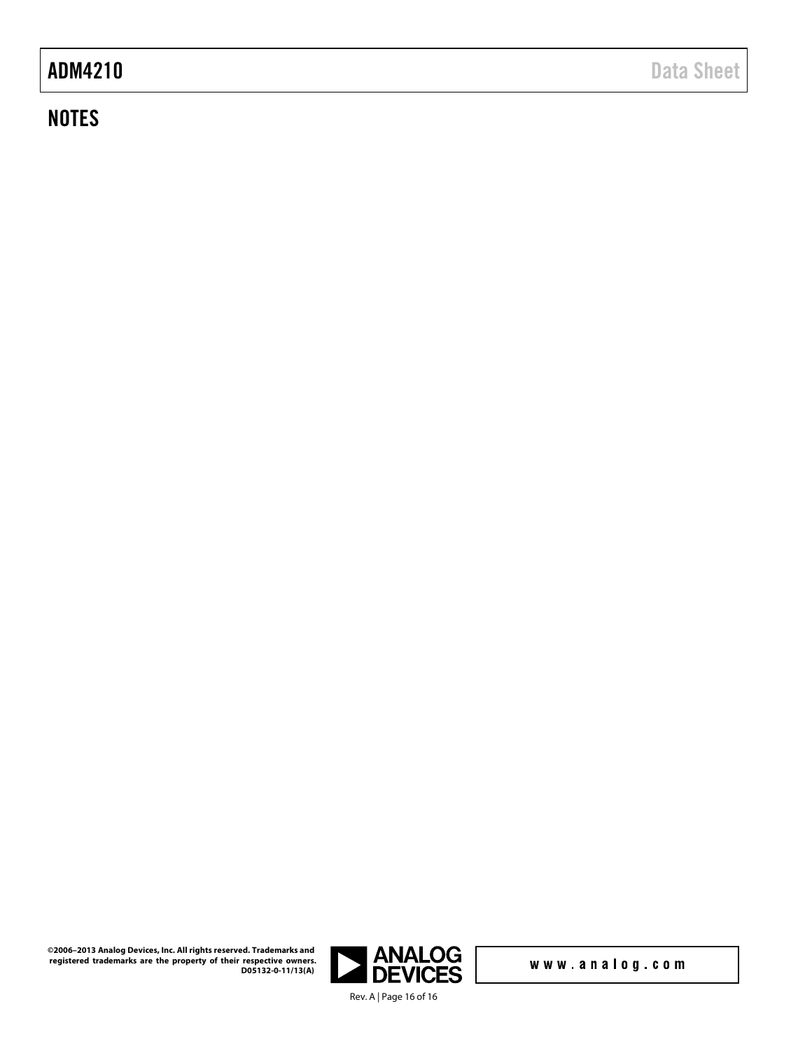## NOTES

©2006–2013 Analog Devices, Inc. All rights reserved. Trademarks and registered trademarks are the property of their respective owners.
D05132-0-11/13(A)

www.analog.com